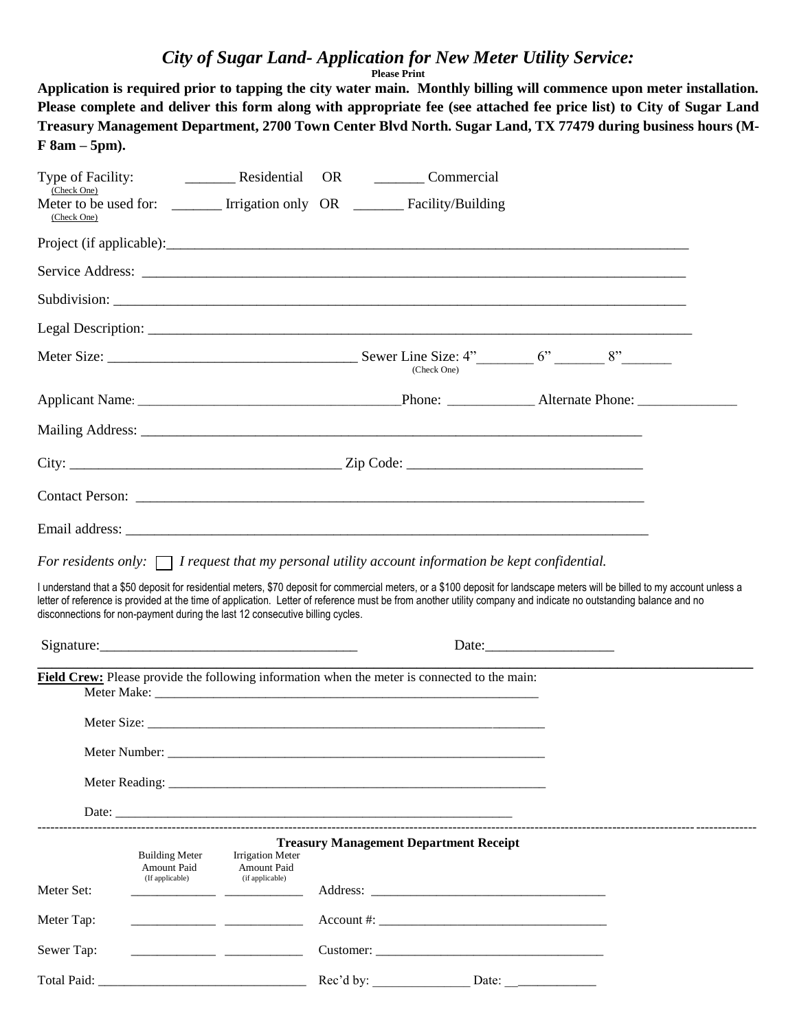# *City of Sugar Land- Application for New Meter Utility Service:*

**Please Print**

**Application is required prior to tapping the city water main. Monthly billing will commence upon meter installation. Please complete and deliver this form along with appropriate fee (see attached fee price list) to City of Sugar Land Treasury Management Department, 2700 Town Center Blvd North. Sugar Land, TX 77479 during business hours (M-F 8am – 5pm).**

Type of Facility: _______ Residential OR _______ Commercial
(Check One)

Meter to be used for: _______ Irrigation only OR _______ Facility/Building
(Check One)

Project (if applicable):_______________________________________________

Service Address: _______________________________________________

Subdivision: _______________________________________________

Legal Description: _______________________________________________

Meter Size: ______________________ Sewer Line Size: 4"________ 6" _______ 8"_______
(Check One)

Applicant Name: ______________________ Phone: ____________ Alternate Phone: ______________

Mailing Address: _______________________________________________

City: ______________________ Zip Code: ______________________

Contact Person: _______________________________________________

Email address: _______________________________________________

*For residents only:* ☐ *I request that my personal utility account information be kept confidential.*

I understand that a $50 deposit for residential meters, $70 deposit for commercial meters, or a $100 deposit for landscape meters will be billed to my account unless a letter of reference is provided at the time of application. Letter of reference must be from another utility company and indicate no outstanding balance and no disconnections for non-payment during the last 12 consecutive billing cycles.

Signature:______________________ Date:__________________

---

**Field Crew:** Please provide the following information when the meter is connected to the main:

Meter Make: _______________________________________________

Meter Size: _______________________________________________

Meter Number: _______________________________________________

Meter Reading: _______________________________________________

Date: _______________________________________________

---

**Treasury Management Department Receipt**

| | Building Meter Amount Paid (If applicable) | Irrigation Meter Amount Paid (if applicable) | |
|---|---|---|---|
| Meter Set: | _____________ | ____________ | Address: ______________________ |
| Meter Tap: | _____________ | ____________ | Account #: ______________________ |
| Sewer Tap: | _____________ | ____________ | Customer: ______________________ |

Total Paid: ______________________ Rec'd by: _______________ Date: _____________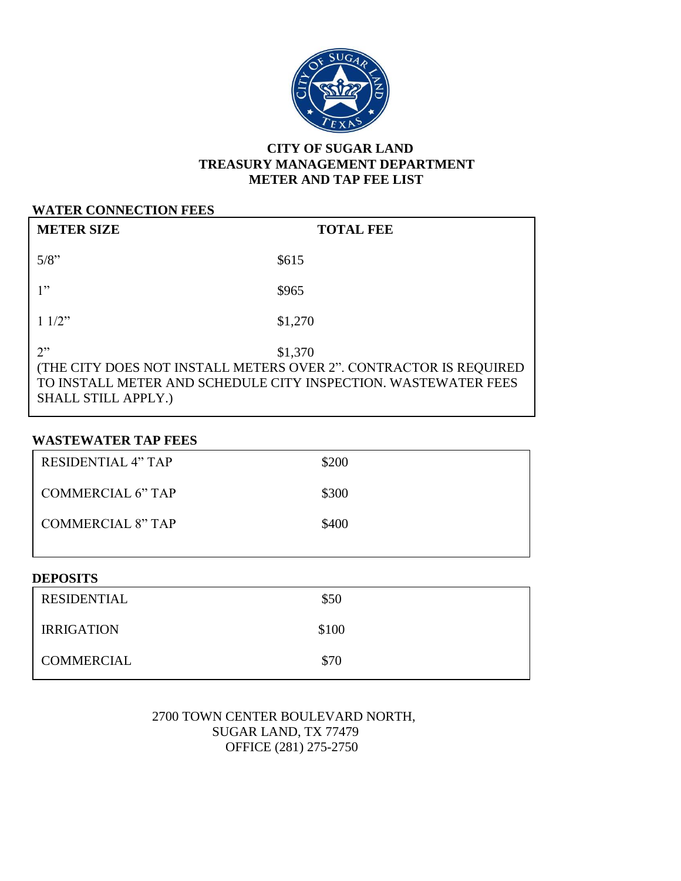**CITY OF SUGAR LAND**
**TREASURY MANAGEMENT DEPARTMENT**
**METER AND TAP FEE LIST**

## WATER CONNECTION FEES

| METER SIZE | TOTAL FEE |
|---|---|
| 5/8” | $615 |
| 1” | $965 |
| 1 1/2” | $1,270 |
| 2” | $1,370 |

(THE CITY DOES NOT INSTALL METERS OVER 2”. CONTRACTOR IS REQUIRED TO INSTALL METER AND SCHEDULE CITY INSPECTION. WASTEWATER FEES SHALL STILL APPLY.)

## WASTEWATER TAP FEES

| | |
|---|---|
| RESIDENTIAL 4” TAP | $200 |
| COMMERCIAL 6” TAP | $300 |
| COMMERCIAL 8” TAP | $400 |

## DEPOSITS

| | |
|---|---|
| RESIDENTIAL | $50 |
| IRRIGATION | $100 |
| COMMERCIAL | $70 |

2700 TOWN CENTER BOULEVARD NORTH,
SUGAR LAND, TX 77479
OFFICE (281) 275-2750